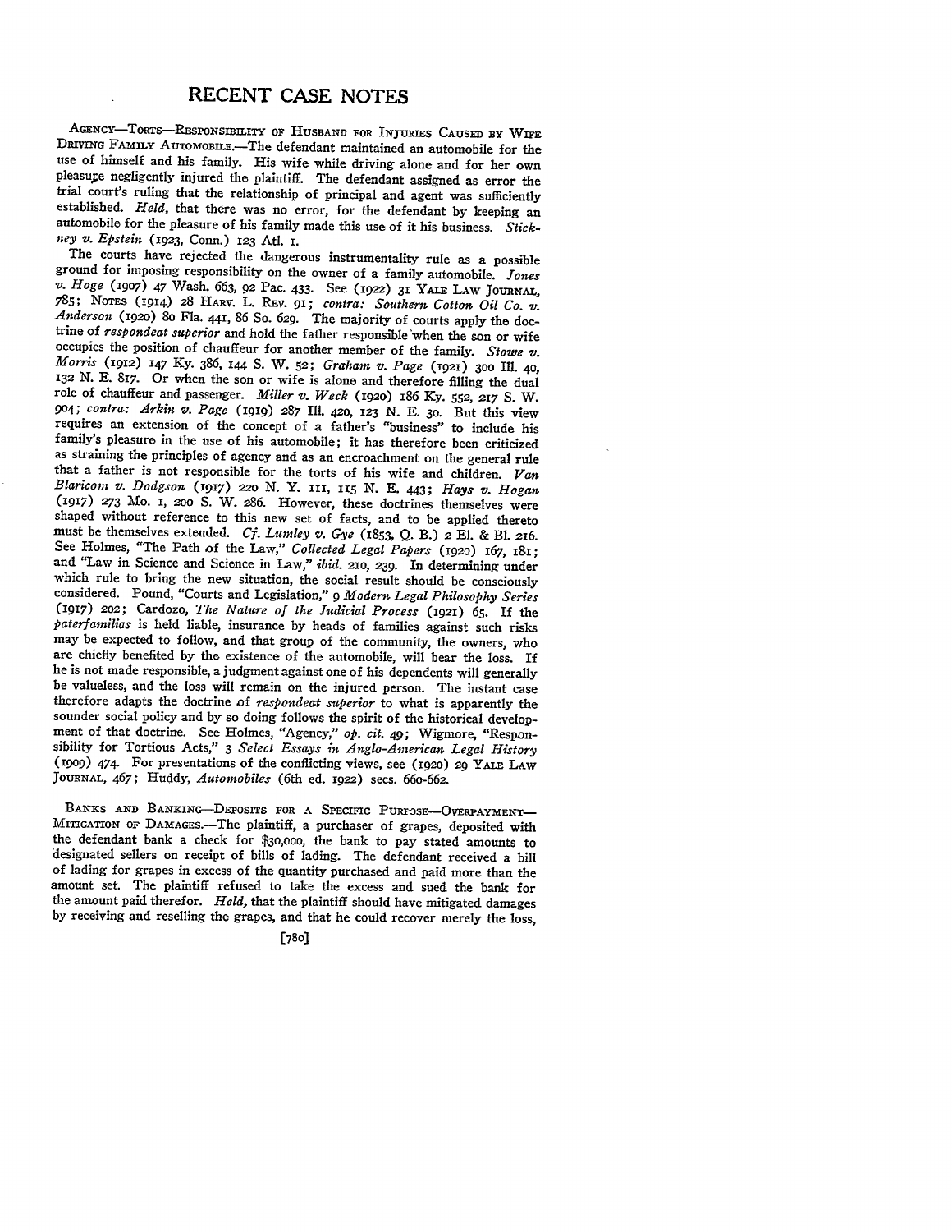# RECENT CASE NOTES

AGENCY—TORTS—RESPONSIBILITY OF HUSBAND FOR INJURIES CAUSED BY WIFE DRIVING FAMILY AUTOMOBILE.—The defendant maintained an automobile for the use of himself and his family. His wife while driving alone and for her own pleasure negligently injured the plaintiff. The defendant assigned as error the trial court's ruling that the relationship of principal and agent was sufficiently established. *Held*, that there was no error, for the defendant by keeping an automobile for the pleasure of his family made this use of it his business. *Stickney v. Epstein* (1923, Conn.) 123 Atl. 1.

The courts have rejected the dangerous instrumentality rule as a possible ground for imposing responsibility on the owner of a family automobile. *Jones v. Hoge* (1907) 47 Wash. 663, 92 Pac. 433. See (1922) 31 YALE LAW JOURNAL, 785; NOTES (1914) 28 HARV. L. REV. 91; *contra: Southern Cotton Oil Co. v. Anderson* (1920) 80 Fla. 441, 86 So. 629. The majority of courts apply the doctrine of *respondeat superior* and hold the father responsible when the son or wife occupies the position of chauffeur for another member of the family. *Stowe v. Morris* (1912) 147 Ky. 386, 144 S. W. 52; *Graham v. Page* (1921) 300 Ill. 40, 132 N. E. 817. Or when the son or wife is alone and therefore filling the dual role of chauffeur and passenger. *Miller v. Weck* (1920) 186 Ky. 552, 217 S. W. 904; *contra: Arkin v. Page* (1919) 287 Ill. 420, 123 N. E. 30. But this view requires an extension of the concept of a father's "business" to include his family's pleasure in the use of his automobile; it has therefore been criticized as straining the principles of agency and as an encroachment on the general rule that a father is not responsible for the torts of his wife and children. *Van Blaricom v. Dodgson* (1917) 220 N. Y. 111, 115 N. E. 443; *Hays v. Hogan* (1917) 273 Mo. 1, 200 S. W. 286. However, these doctrines themselves were shaped without reference to this new set of facts, and to be applied thereto must be themselves extended. *Cf. Lumley v. Gye* (1853, Q. B.) 2 El. & Bl. 216. See Holmes, "The Path of the Law," *Collected Legal Papers* (1920) 167, 181; and "Law in Science and Science in Law," *ibid.* 210, 239. In determining under which rule to bring the new situation, the social result should be consciously considered. Pound, "Courts and Legislation," 9 *Modern Legal Philosophy Series* (1917) 202; Cardozo, *The Nature of the Judicial Process* (1921) 65. If the *paterfamilias* is held liable, insurance by heads of families against such risks may be expected to follow, and that group of the community, the owners, who are chiefly benefited by the existence of the automobile, will bear the loss. If he is not made responsible, a judgment against one of his dependents will generally be valueless, and the loss will remain on the injured person. The instant case therefore adapts the doctrine of *respondeat superior* to what is apparently the sounder social policy and by so doing follows the spirit of the historical development of that doctrine. See Holmes, "Agency," *op. cit.* 49; Wigmore, "Responsibility for Tortious Acts," 3 *Select Essays in Anglo-American Legal History* (1909) 474. For presentations of the conflicting views, see (1920) 29 YALE LAW JOURNAL, 467; Huddy, *Automobiles* (6th ed. 1922) secs. 660-662.

BANKS AND BANKING—DEPOSITS FOR A SPECIFIC PURPOSE—OVERPAYMENT—MITIGATION OF DAMAGES.—The plaintiff, a purchaser of grapes, deposited with the defendant bank a check for $30,000, the bank to pay stated amounts to designated sellers on receipt of bills of lading. The defendant received a bill of lading for grapes in excess of the quantity purchased and paid more than the amount set. The plaintiff refused to take the excess and sued the bank for the amount paid therefor. *Held*, that the plaintiff should have mitigated damages by receiving and reselling the grapes, and that he could recover merely the loss,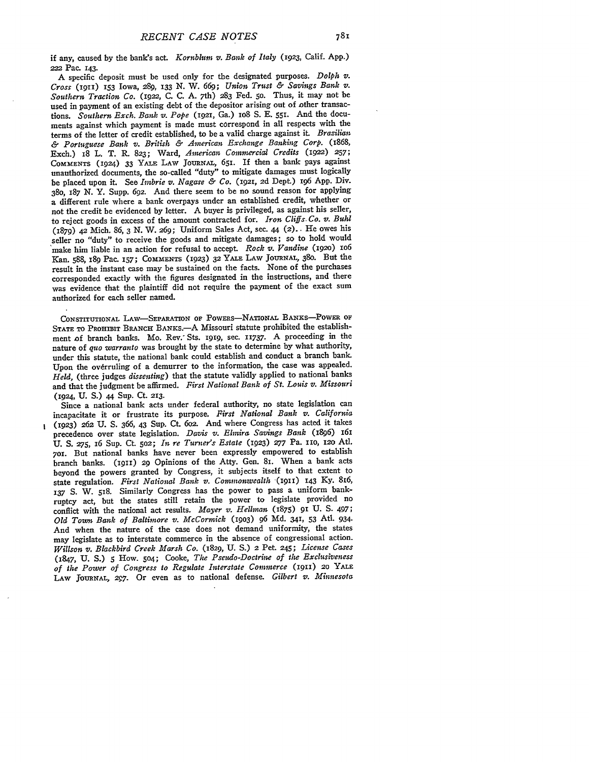if any, caused by the bank's act. *Kornblum v. Bank of Italy* (1923, Calif. App.) 222 Pac. 143.

A specific deposit must be used only for the designated purposes. *Dolph v. Cross* (1911) 153 Iowa, 289, 133 N. W. 669; *Union Trust & Savings Bank v. Southern Traction Co.* (1922, C. C. A. 7th) 283 Fed. 50. Thus, it may not be used in payment of an existing debt of the depositor arising out of other transactions. *Southern Exch. Bank v. Pope* (1921, Ga.) 108 S. E. 551. And the documents against which payment is made must correspond in all respects with the terms of the letter of credit established, to be a valid charge against it. *Brazilian & Portuguese Bank v. British & American Exchange Banking Corp.* (1868, Exch.) 18 L. T. R. 823; Ward, *American Commercial Credits* (1922) 257; COMMENTS (1924) 33 YALE LAW JOURNAL, 651. If then a bank pays against unauthorized documents, the so-called "duty" to mitigate damages must logically be placed upon it. See *Imbrie v. Nagase & Co.* (1921, 2d Dept.) 196 App. Div. 380, 187 N. Y. Supp. 692. And there seem to be no sound reason for applying a different rule where a bank overpays under an established credit, whether or not the credit be evidenced by letter. A buyer is privileged, as against his seller, to reject goods in excess of the amount contracted for. *Iron Cliffs Co. v. Buhl* (1879) 42 Mich. 86, 3 N. W. 269; Uniform Sales Act, sec. 44 (2). He owes his seller no "duty" to receive the goods and mitigate damages; so to hold would make him liable in an action for refusal to accept. *Rock v. Vandine* (1920) 106 Kan. 588, 189 Pac. 157; COMMENTS (1923) 32 YALE LAW JOURNAL, 380. But the result in the instant case may be sustained on the facts. None of the purchases corresponded exactly with the figures designated in the instructions, and there was evidence that the plaintiff did not require the payment of the exact sum authorized for each seller named.

CONSTITUTIONAL LAW—SEPARATION OF POWERS—NATIONAL BANKS—POWER OF STATE TO PROHIBIT BRANCH BANKS.—A Missouri statute prohibited the establishment of branch banks. Mo. Rev. Sts. 1919, sec. 11737. A proceeding in the nature of *quo warranto* was brought by the state to determine by what authority, under this statute, the national bank could establish and conduct a branch bank. Upon the overruling of a demurrer to the information, the case was appealed. *Held*, (three judges *dissenting*) that the statute validly applied to national banks and that the judgment be affirmed. *First National Bank of St. Louis v. Missouri* (1924, U. S.) 44 Sup. Ct. 213.

Since a national bank acts under federal authority, no state legislation can incapacitate it or frustrate its purpose. *First National Bank v. California* (1923) 262 U. S. 366, 43 Sup. Ct. 602. And where Congress has acted it takes precedence over state legislation. *Davis v. Elmira Savings Bank* (1896) 161 U. S. 275, 16 Sup. Ct. 502; *In re Turner's Estate* (1923) 277 Pa. 110, 120 Atl. 701. But national banks have never been expressly empowered to establish branch banks. (1911) 29 Opinions of the Atty. Gen. 81. When a bank acts beyond the powers granted by Congress, it subjects itself to that extent to state regulation. *First National Bank v. Commonwealth* (1911) 143 Ky. 816, 137 S. W. 518. Similarly Congress has the power to pass a uniform bankruptcy act, but the states still retain the power to legislate provided no conflict with the national act results. *Mayer v. Hellman* (1875) 91 U. S. 497; *Old Town Bank of Baltimore v. McCormick* (1903) 96 Md. 341, 53 Atl. 934. And when the nature of the case does not demand uniformity, the states may legislate as to interstate commerce in the absence of congressional action. *Willson v. Blackbird Creek Marsh Co.* (1829, U. S.) 2 Pet. 245; *License Cases* (1847, U. S.) 5 How. 504; Cooke, *The Pseudo-Doctrine of the Exclusiveness of the Power of Congress to Regulate Interstate Commerce* (1911) 20 YALE LAW JOURNAL, 297. Or even as to national defense. *Gilbert v. Minnesota*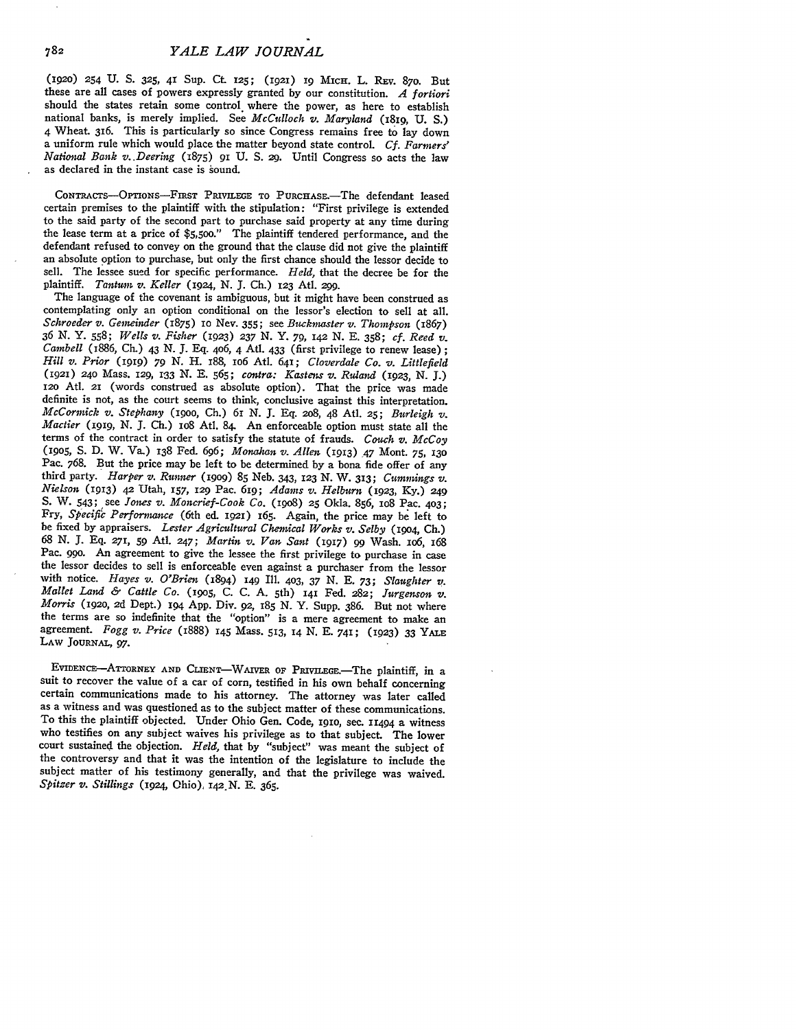(1920) 254 U. S. 325, 41 Sup. Ct. 125; (1921) 19 Mich. L. Rev. 870. But these are all cases of powers expressly granted by our constitution. *A fortiori* should the states retain some control where the power, as here to establish national banks, is merely implied. See *McCulloch v. Maryland* (1819, U. S.) 4 Wheat. 316. This is particularly so since Congress remains free to lay down a uniform rule which would place the matter beyond state control. *Cf. Farmers' National Bank v. Deering* (1875) 91 U. S. 29. Until Congress so acts the law as declared in the instant case is sound.

Contracts—Options—First Privilege to Purchase.—The defendant leased certain premises to the plaintiff with the stipulation: "First privilege is extended to the said party of the second part to purchase said property at any time during the lease term at a price of $5,500." The plaintiff tendered performance, and the defendant refused to convey on the ground that the clause did not give the plaintiff an absolute option to purchase, but only the first chance should the lessor decide to sell. The lessee sued for specific performance. *Held*, that the decree be for the plaintiff. *Tantum v. Keller* (1924, N. J. Ch.) 123 Atl. 299.

The language of the covenant is ambiguous, but it might have been construed as contemplating only an option conditional on the lessor's election to sell at all. *Schroeder v. Gemeinder* (1875) 10 Nev. 355; see *Buckmaster v. Thompson* (1867) 36 N. Y. 558; *Wells v. Fisher* (1923) 237 N. Y. 79, 142 N. E. 358; *cf. Reed v. Cambell* (1886, Ch.) 43 N. J. Eq. 406, 4 Atl. 433 (first privilege to renew lease); *Hill v. Prior* (1919) 79 N. H. 188, 106 Atl. 641; *Cloverdale Co. v. Littlefield* (1921) 240 Mass. 129, 133 N. E. 565; *contra: Kastens v. Ruland* (1923, N. J.) 120 Atl. 21 (words construed as absolute option). That the price was made definite is not, as the court seems to think, conclusive against this interpretation. *McCormick v. Stephany* (1900, Ch.) 61 N. J. Eq. 208, 48 Atl. 25; *Burleigh v. Mactier* (1919, N. J. Ch.) 108 Atl. 84. An enforceable option must state all the terms of the contract in order to satisfy the statute of frauds. *Couch v. McCoy* (1905, S. D. W. Va.) 138 Fed. 696; *Monahan v. Allen* (1913) 47 Mont. 75, 130 Pac. 768. But the price may be left to be determined by a bona fide offer of any third party. *Harper v. Runner* (1909) 85 Neb. 343, 123 N. W. 313; *Cummings v. Nielson* (1913) 42 Utah, 157, 129 Pac. 619; *Adams v. Helburn* (1923, Ky.) 249 S. W. 543; see *Jones v. Moncrief-Cook Co.* (1908) 25 Okla. 856, 108 Pac. 403; Fry, *Specific Performance* (6th ed. 1921) 165. Again, the price may be left to be fixed by appraisers. *Lester Agricultural Chemical Works v. Selby* (1904, Ch.) 68 N. J. Eq. 271, 59 Atl. 247; *Martin v. Van Sant* (1917) 99 Wash. 106, 168 Pac. 990. An agreement to give the lessee the first privilege to purchase in case the lessor decides to sell is enforceable even against a purchaser from the lessor with notice. *Hayes v. O'Brien* (1894) 149 Ill. 403, 37 N. E. 73; *Slaughter v. Mallet Land & Cattle Co.* (1905, C. C. A. 5th) 141 Fed. 282; *Jurgenson v. Morris* (1920, 2d Dept.) 194 App. Div. 92, 185 N. Y. Supp. 386. But not where the terms are so indefinite that the "option" is a mere agreement to make an agreement. *Fogg v. Price* (1888) 145 Mass. 513, 14 N. E. 741; (1923) 33 Yale Law Journal, 97.

Evidence—Attorney and Client—Waiver of Privilege.—The plaintiff, in a suit to recover the value of a car of corn, testified in his own behalf concerning certain communications made to his attorney. The attorney was later called as a witness and was questioned as to the subject matter of these communications. To this the plaintiff objected. Under Ohio Gen. Code, 1910, sec. 11494 a witness who testifies on any subject waives his privilege as to that subject. The lower court sustained the objection. *Held*, that by "subject" was meant the subject of the controversy and that it was the intention of the legislature to include the subject matter of his testimony generally, and that the privilege was waived. *Spitzer v. Stillings* (1924, Ohio) 142 N. E. 365.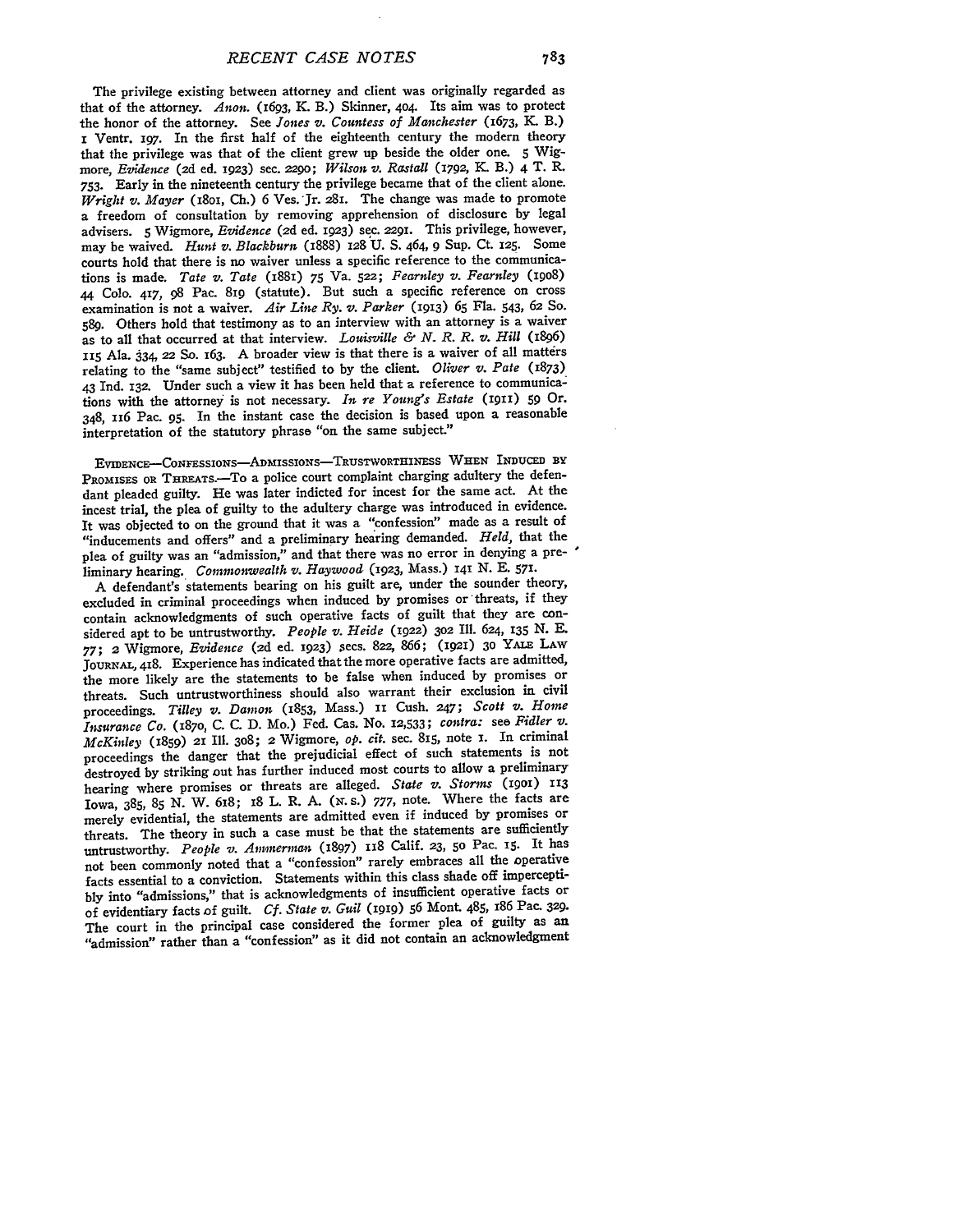The privilege existing between attorney and client was originally regarded as that of the attorney. *Anon.* (1693, K. B.) Skinner, 404. Its aim was to protect the honor of the attorney. See *Jones v. Countess of Manchester* (1673, K. B.) 1 Ventr. 197. In the first half of the eighteenth century the modern theory that the privilege was that of the client grew up beside the older one. 5 Wigmore, *Evidence* (2d ed. 1923) sec. 2290; *Wilson v. Rastall* (1792, K. B.) 4 T. R. 753. Early in the nineteenth century the privilege became that of the client alone. *Wright v. Mayer* (1801, Ch.) 6 Ves. Jr. 281. The change was made to promote a freedom of consultation by removing apprehension of disclosure by legal advisers. 5 Wigmore, *Evidence* (2d ed. 1923) sec. 2291. This privilege, however, may be waived. *Hunt v. Blackburn* (1888) 128 U. S. 464, 9 Sup. Ct. 125. Some courts hold that there is no waiver unless a specific reference to the communications is made. *Tate v. Tate* (1881) 75 Va. 522; *Fearnley v. Fearnley* (1908) 44 Colo. 417, 98 Pac. 819 (statute). But such a specific reference on cross examination is not a waiver. *Air Line Ry. v. Parker* (1913) 65 Fla. 543, 62 So. 589. Others hold that testimony as to an interview with an attorney is a waiver as to all that occurred at that interview. *Louisville & N. R. R. v. Hill* (1896) 115 Ala. 334, 22 So. 163. A broader view is that there is a waiver of all matters relating to the "same subject" testified to by the client. *Oliver v. Pate* (1873) 43 Ind. 132. Under such a view it has been held that a reference to communications with the attorney is not necessary. *In re Young's Estate* (1911) 59 Or. 348, 116 Pac. 95. In the instant case the decision is based upon a reasonable interpretation of the statutory phrase "on the same subject."

EVIDENCE—CONFESSIONS—ADMISSIONS—TRUSTWORTHINESS WHEN INDUCED BY PROMISES OR THREATS.—To a police court complaint charging adultery the defendant pleaded guilty. He was later indicted for incest for the same act. At the incest trial, the plea of guilty to the adultery charge was introduced in evidence. It was objected to on the ground that it was a "confession" made as a result of "inducements and offers" and a preliminary hearing demanded. *Held*, that the plea of guilty was an "admission," and that there was no error in denying a preliminary hearing. *Commonwealth v. Haywood* (1923, Mass.) 141 N. E. 571.

A defendant's statements bearing on his guilt are, under the sounder theory, excluded in criminal proceedings when induced by promises or threats, if they contain acknowledgments of such operative facts of guilt that they are considered apt to be untrustworthy. *People v. Heide* (1922) 302 Ill. 624, 135 N. E. 77; 2 Wigmore, *Evidence* (2d ed. 1923) secs. 822, 866; (1921) 30 YALE LAW JOURNAL, 418. Experience has indicated that the more operative facts are admitted, the more likely are the statements to be false when induced by promises or threats. Such untrustworthiness should also warrant their exclusion in civil proceedings. *Tilley v. Damon* (1853, Mass.) 11 Cush. 247; *Scott v. Home Insurance Co.* (1870, C. C. D. Mo.) Fed. Cas. No. 12,533; *contra:* see *Fidler v. McKinley* (1859) 21 Ill. 308; 2 Wigmore, *op. cit.* sec. 815, note 1. In criminal proceedings the danger that the prejudicial effect of such statements is not destroyed by striking out has further induced most courts to allow a preliminary hearing where promises or threats are alleged. *State v. Storms* (1901) 113 Iowa, 385, 85 N. W. 618; 18 L. R. A. (N. S.) 777, note. Where the facts are merely evidential, the statements are admitted even if induced by promises or threats. The theory in such a case must be that the statements are sufficiently untrustworthy. *People v. Ammerman* (1897) 118 Calif. 23, 50 Pac. 15. It has not been commonly noted that a "confession" rarely embraces all the operative facts essential to a conviction. Statements within this class shade off imperceptibly into "admissions," that is acknowledgments of insufficient operative facts or of evidentiary facts of guilt. *Cf. State v. Guil* (1919) 56 Mont. 485, 186 Pac. 329. The court in the principal case considered the former plea of guilty as an "admission" rather than a "confession" as it did not contain an acknowledgment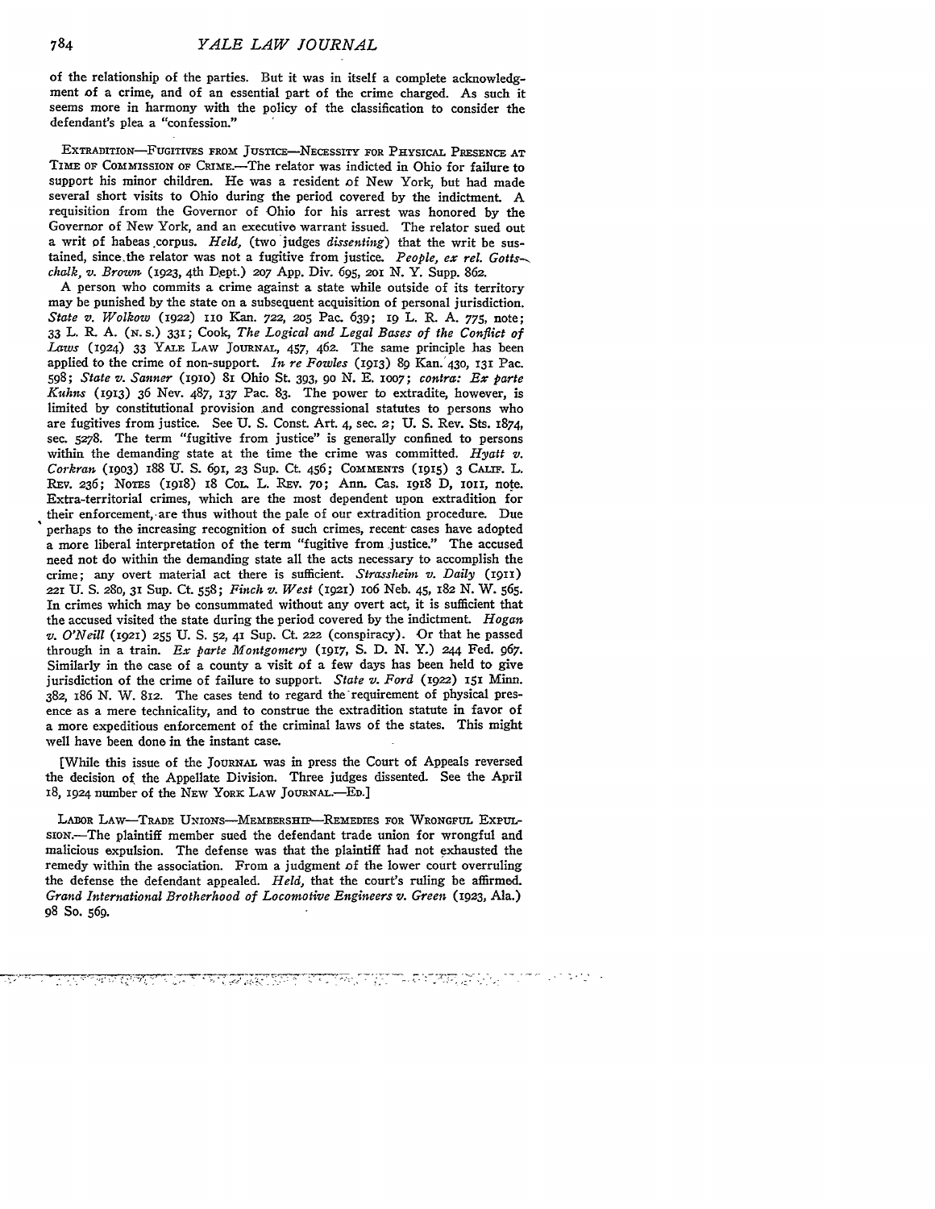of the relationship of the parties. But it was in itself a complete acknowledgment of a crime, and of an essential part of the crime charged. As such it seems more in harmony with the policy of the classification to consider the defendant's plea a "confession."

EXTRADITION—FUGITIVES FROM JUSTICE—NECESSITY FOR PHYSICAL PRESENCE AT TIME OF COMMISSION OF CRIME.—The relator was indicted in Ohio for failure to support his minor children. He was a resident of New York, but had made several short visits to Ohio during the period covered by the indictment. A requisition from the Governor of Ohio for his arrest was honored by the Governor of New York, and an executive warrant issued. The relator sued out a writ of habeas corpus. *Held,* (two judges *dissenting*) that the writ be sustained, since the relator was not a fugitive from justice. *People, ex rel. Gottschalk, v. Brown* (1923, 4th Dept.) 207 App. Div. 695, 201 N. Y. Supp. 862.

A person who commits a crime against a state while outside of its territory may be punished by the state on a subsequent acquisition of personal jurisdiction. *State v. Wolkow* (1922) 110 Kan. 722, 205 Pac. 639; 19 L. R. A. 775, note; 33 L. R. A. (N. S.) 331; Cook, *The Logical and Legal Bases of the Conflict of Laws* (1924) 33 YALE LAW JOURNAL, 457, 462. The same principle has been applied to the crime of non-support. *In re Fowles* (1913) 89 Kan. 430, 131 Pac. 598; *State v. Sanner* (1910) 81 Ohio St. 393, 90 N. E. 1007; *contra: Ex parte Kuhns* (1913) 36 Nev. 487, 137 Pac. 83. The power to extradite, however, is limited by constitutional provision and congressional statutes to persons who are fugitives from justice. See U. S. Const. Art. 4, sec. 2; U. S. Rev. Sts. 1874, sec. 5278. The term "fugitive from justice" is generally confined to persons within the demanding state at the time the crime was committed. *Hyatt v. Corkran* (1903) 188 U. S. 691, 23 Sup. Ct. 456; COMMENTS (1915) 3 CALIF. L. REV. 236; NOTES (1918) 18 COL. L. REV. 70; Ann. Cas. 1918 D, 1011, note. Extra-territorial crimes, which are the most dependent upon extradition for their enforcement, are thus without the pale of our extradition procedure. Due perhaps to the increasing recognition of such crimes, recent cases have adopted a more liberal interpretation of the term "fugitive from justice." The accused need not do within the demanding state all the acts necessary to accomplish the crime; any overt material act there is sufficient. *Strassheim v. Daily* (1911) 221 U. S. 280, 31 Sup. Ct. 558; *Finch v. West* (1921) 106 Neb. 45, 182 N. W. 565. In crimes which may be consummated without any overt act, it is sufficient that the accused visited the state during the period covered by the indictment. *Hogan v. O'Neill* (1921) 255 U. S. 52, 41 Sup. Ct. 222 (conspiracy). Or that he passed through in a train. *Ex parte Montgomery* (1917, S. D. N. Y.) 244 Fed. 967. Similarly in the case of a county a visit of a few days has been held to give jurisdiction of the crime of failure to support. *State v. Ford* (1922) 151 Minn. 382, 186 N. W. 812. The cases tend to regard the requirement of physical presence as a mere technicality, and to construe the extradition statute in favor of a more expeditious enforcement of the criminal laws of the states. This might well have been done in the instant case.

[While this issue of the JOURNAL was in press the Court of Appeals reversed the decision of the Appellate Division. Three judges dissented. See the April 18, 1924 number of the NEW YORK LAW JOURNAL.—ED.]

LABOR LAW—TRADE UNIONS—MEMBERSHIP—REMEDIES FOR WRONGFUL EXPULSION.—The plaintiff member sued the defendant trade union for wrongful and malicious expulsion. The defense was that the plaintiff had not exhausted the remedy within the association. From a judgment of the lower court overruling the defense the defendant appealed. *Held,* that the court's ruling be affirmed. *Grand International Brotherhood of Locomotive Engineers v. Green* (1923, Ala.) 98 So. 569.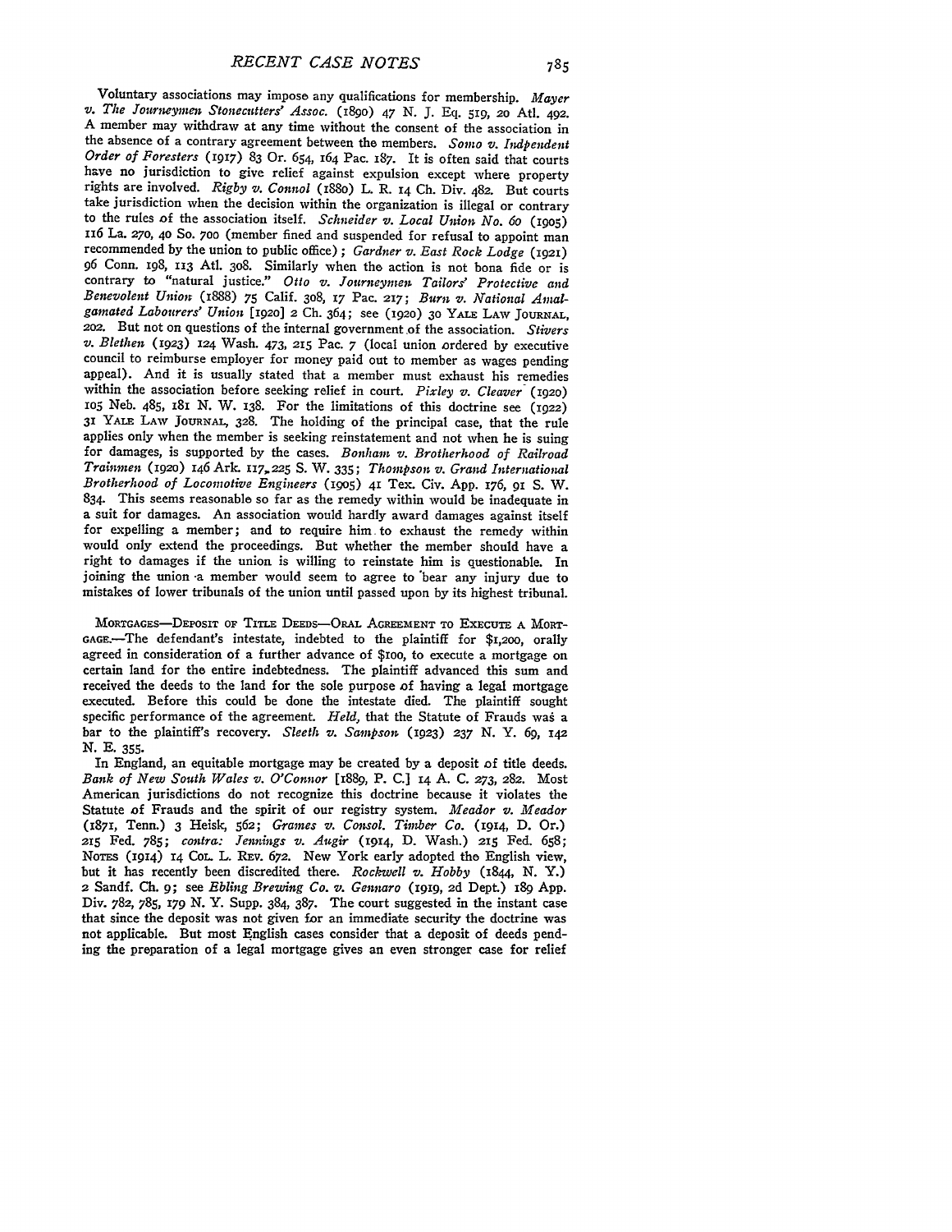Voluntary associations may impose any qualifications for membership. *Mayer v. The Journeymen Stonecutters' Assoc.* (1890) 47 N. J. Eq. 519, 20 Atl. 492. A member may withdraw at any time without the consent of the association in the absence of a contrary agreement between the members. *Somo v. Indpendent Order of Foresters* (1917) 83 Or. 654, 164 Pac. 187. It is often said that courts have no jurisdiction to give relief against expulsion except where property rights are involved. *Rigby v. Connol* (1880) L. R. 14 Ch. Div. 482. But courts take jurisdiction when the decision within the organization is illegal or contrary to the rules of the association itself. *Schneider v. Local Union No. 60* (1905) 116 La. 270, 40 So. 700 (member fined and suspended for refusal to appoint man recommended by the union to public office); *Gardner v. East Rock Lodge* (1921) 96 Conn. 198, 113 Atl. 308. Similarly when the action is not bona fide or is contrary to "natural justice." *Otto v. Journeymen Tailors' Protective and Benevolent Union* (1888) 75 Calif. 308, 17 Pac. 217; *Burn v. National Amalgamated Labourers' Union* [1920] 2 Ch. 364; see (1920) 30 YALE LAW JOURNAL, 202. But not on questions of the internal government of the association. *Stivers v. Blethen* (1923) 124 Wash. 473, 215 Pac. 7 (local union ordered by executive council to reimburse employer for money paid out to member as wages pending appeal). And it is usually stated that a member must exhaust his remedies within the association before seeking relief in court. *Pixley v. Cleaver* (1920) 105 Neb. 485, 181 N. W. 138. For the limitations of this doctrine see (1922) 31 YALE LAW JOURNAL, 328. The holding of the principal case, that the rule applies only when the member is seeking reinstatement and not when he is suing for damages, is supported by the cases. *Bonham v. Brotherhood of Railroad Trainmen* (1920) 146 Ark. 117, 225 S. W. 335; *Thompson v. Grand International Brotherhood of Locomotive Engineers* (1905) 41 Tex. Civ. App. 176, 91 S. W. 834. This seems reasonable so far as the remedy within would be inadequate in a suit for damages. An association would hardly award damages against itself for expelling a member; and to require him to exhaust the remedy within would only extend the proceedings. But whether the member should have a right to damages if the union is willing to reinstate him is questionable. In joining the union a member would seem to agree to bear any injury due to mistakes of lower tribunals of the union until passed upon by its highest tribunal.

MORTGAGES—DEPOSIT OF TITLE DEEDS—ORAL AGREEMENT TO EXECUTE A MORTGAGE.—The defendant's intestate, indebted to the plaintiff for $1,200, orally agreed in consideration of a further advance of $100, to execute a mortgage on certain land for the entire indebtedness. The plaintiff advanced this sum and received the deeds to the land for the sole purpose of having a legal mortgage executed. Before this could be done the intestate died. The plaintiff sought specific performance of the agreement. *Held,* that the Statute of Frauds was a bar to the plaintiff's recovery. *Sleeth v. Sampson* (1923) 237 N. Y. 69, 142 N. E. 355.

In England, an equitable mortgage may be created by a deposit of title deeds. *Bank of New South Wales v. O'Connor* [1889, P. C.] 14 A. C. 273, 282. Most American jurisdictions do not recognize this doctrine because it violates the Statute of Frauds and the spirit of our registry system. *Meador v. Meador* (1871, Tenn.) 3 Heisk, 562; *Grames v. Consol. Timber Co.* (1914, D. Or.) 215 Fed. 785; *contra: Jennings v. Augir* (1914, D. Wash.) 215 Fed. 658; NOTES (1914) 14 COL. L. REV. 672. New York early adopted the English view, but it has recently been discredited there. *Rockwell v. Hobby* (1844, N. Y.) 2 Sandf. Ch. 9; see *Ebling Brewing Co. v. Gennaro* (1919, 2d Dept.) 189 App. Div. 782, 785, 179 N. Y. Supp. 384, 387. The court suggested in the instant case that since the deposit was not given for an immediate security the doctrine was not applicable. But most English cases consider that a deposit of deeds pending the preparation of a legal mortgage gives an even stronger case for relief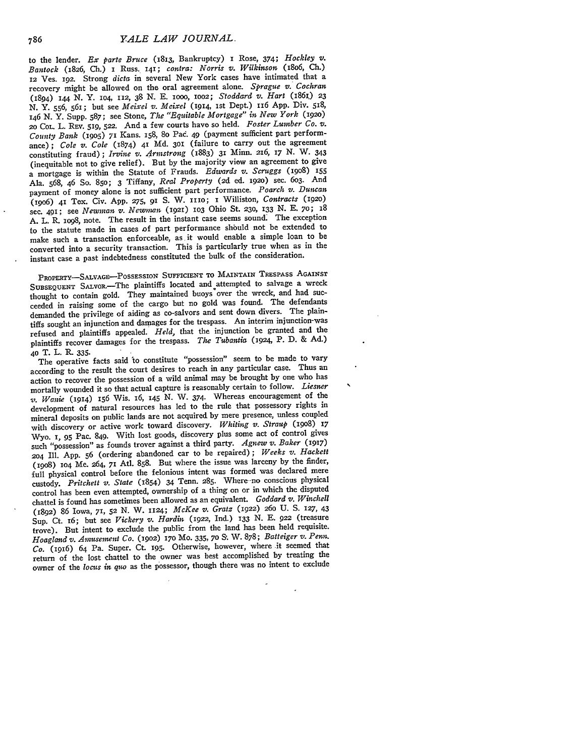to the lender. *Ex parte Bruce* (1813, Bankruptcy) 1 Rose, 374; *Hockley v. Bantock* (1826, Ch.) 1 Russ. 141; *contra: Norris v. Wilkinson* (1806, Ch.) 12 Ves. 192. Strong *dicta* in several New York cases have intimated that a recovery might be allowed on the oral agreement alone. *Sprague v. Cochran* (1894) 144 N. Y. 104, 112, 38 N. E. 1000, 1002; *Stoddard v. Hart* (1861) 23 N. Y. 556, 561; but see *Meixel v. Meixel* (1914, 1st Dept.) 116 App. Div. 518, 146 N. Y. Supp. 587; see Stone, *The "Equitable Mortgage" in New York* (1920) 20 Col. L. Rev. 519, 522. And a few courts have so held. *Foster Lumber Co. v. County Bank* (1905) 71 Kans. 158, 80 Pac. 49 (payment sufficient part performance); *Cole v. Cole* (1874) 41 Md. 301 (failure to carry out the agreement constituting fraud); *Irvine v. Armstrong* (1883) 31 Minn. 216, 17 N. W. 343 (inequitable not to give relief). But by the majority view an agreement to give a mortgage is within the Statute of Frauds. *Edwards v. Scruggs* (1908) 155 Ala. 568, 46 So. 850; 3 Tiffany, *Real Property* (2d ed. 1920) sec. 603. And payment of money alone is not sufficient part performance. *Poarch v. Duncan* (1906) 41 Tex. Civ. App. 275, 91 S. W. 1110; 1 Williston, *Contracts* (1920) sec. 491; see *Newman v. Newman* (1921) 103 Ohio St. 230, 133 N. E. 70; 18 A. L. R. 1098, note. The result in the instant case seems sound. The exception to the statute made in cases of part performance should not be extended to make such a transaction enforceable, as it would enable a simple loan to be converted into a security transaction. This is particularly true when as in the instant case a past indebtedness constituted the bulk of the consideration.

Property—Salvage—Possession Sufficient to Maintain Trespass Against Subsequent Salvor.—The plaintiffs located and attempted to salvage a wreck thought to contain gold. They maintained buoys over the wreck, and had succeeded in raising some of the cargo but no gold was found. The defendants demanded the privilege of aiding as co-salvors and sent down divers. The plaintiffs sought an injunction and damages for the trespass. An interim injunction was refused and plaintiffs appealed. *Held*, that the injunction be granted and the plaintiffs recover damages for the trespass. *The Tubantia* (1924, P. D. & Ad.) 40 T. L. R. 335.

The operative facts said to constitute "possession" seem to be made to vary according to the result the court desires to reach in any particular case. Thus an action to recover the possession of a wild animal may be brought by one who has mortally wounded it so that actual capture is reasonably certain to follow. *Liesner v. Wanie* (1914) 156 Wis. 16, 145 N. W. 374. Whereas encouragement of the development of natural resources has led to the rule that possessory rights in mineral deposits on public lands are not acquired by mere presence, unless coupled with discovery or active work toward discovery. *Whiting v. Straup* (1908) 17 Wyo. 1, 95 Pac. 849. With lost goods, discovery plus some act of control gives such "possession" as founds trover against a third party. *Agnew v. Baker* (1917) 204 Ill. App. 56 (ordering abandoned car to be repaired); *Weeks v. Hackett* (1908) 104 Me. 264, 71 Atl. 858. But where the issue was larceny by the finder, full physical control before the felonious intent was formed was declared mere custody. *Pritchett v. State* (1854) 34 Tenn. 285. Where no conscious physical control has been even attempted, ownership of a thing on or in which the disputed chattel is found has sometimes been allowed as an equivalent. *Goddard v. Winchell* (1892) 86 Iowa, 71, 52 N. W. 1124; *McKee v. Gratz* (1922) 260 U. S. 127, 43 Sup. Ct. 16; but see *Vickery v. Hardin* (1922, Ind.) 133 N. E. 922 (treasure trove). But intent to exclude the public from the land has been held requisite. *Hoagland v. Amusement Co.* (1902) 170 Mo. 335, 70 S. W. 878; *Batteiger v. Penn. Co.* (1916) 64 Pa. Super. Ct. 195. Otherwise, however, where it seemed that return of the lost chattel to the owner was best accomplished by treating the owner of the *locus in quo* as the possessor, though there was no intent to exclude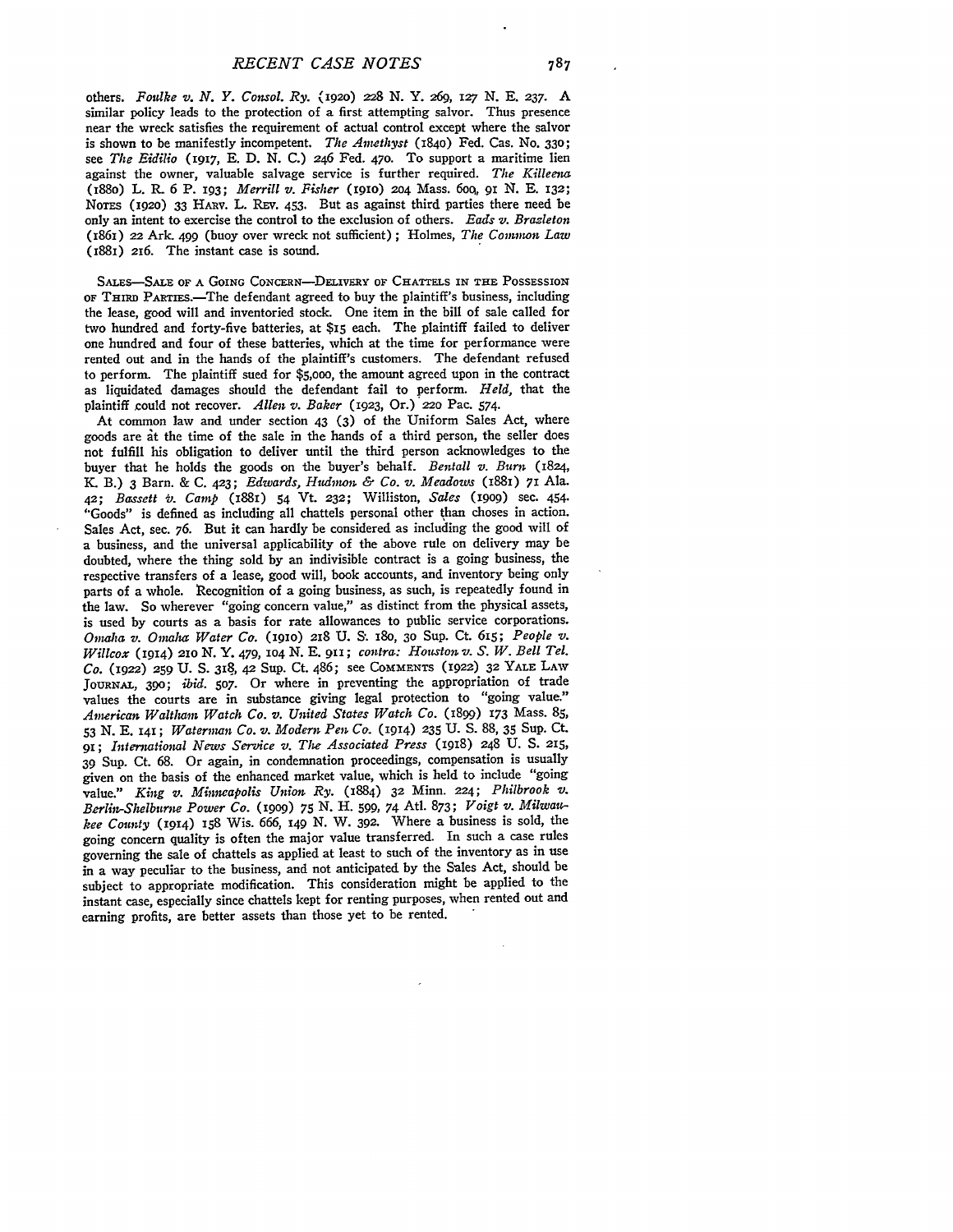others. *Foulke v. N. Y. Consol. Ry.* (1920) 228 N. Y. 269, 127 N. E. 237. A similar policy leads to the protection of a first attempting salvor. Thus presence near the wreck satisfies the requirement of actual control except where the salvor is shown to be manifestly incompetent. *The Amethyst* (1840) Fed. Cas. No. 330; see *The Eidilio* (1917, E. D. N. C.) 246 Fed. 470. To support a maritime lien against the owner, valuable salvage service is further required. *The Killeena* (1880) L. R. 6 P. 193; *Merrill v. Fisher* (1910) 204 Mass. 600, 91 N. E. 132; NOTES (1920) 33 HARV. L. REV. 453. But as against third parties there need be only an intent to exercise the control to the exclusion of others. *Eads v. Brazleton* (1861) 22 Ark. 499 (buoy over wreck not sufficient); Holmes, *The Common Law* (1881) 216. The instant case is sound.

SALES—SALE OF A GOING CONCERN—DELIVERY OF CHATTELS IN THE POSSESSION OF THIRD PARTIES.—The defendant agreed to buy the plaintiff's business, including the lease, good will and inventoried stock. One item in the bill of sale called for two hundred and forty-five batteries, at $15 each. The plaintiff failed to deliver one hundred and four of these batteries, which at the time for performance were rented out and in the hands of the plaintiff's customers. The defendant refused to perform. The plaintiff sued for $5,000, the amount agreed upon in the contract as liquidated damages should the defendant fail to perform. *Held*, that the plaintiff could not recover. *Allen v. Baker* (1923, Or.) 220 Pac. 574.

At common law and under section 43 (3) of the Uniform Sales Act, where goods are at the time of the sale in the hands of a third person, the seller does not fulfill his obligation to deliver until the third person acknowledges to the buyer that he holds the goods on the buyer's behalf. *Bentall v. Burn* (1824, K. B.) 3 Barn. & C. 423; *Edwards, Hudmon & Co. v. Meadows* (1881) 71 Ala. 42; *Bassett v. Camp* (1881) 54 Vt. 232; Williston, *Sales* (1909) sec. 454. "Goods" is defined as including all chattels personal other than choses in action. Sales Act, sec. 76. But it can hardly be considered as including the good will of a business, and the universal applicability of the above rule on delivery may be doubted, where the thing sold by an indivisible contract is a going business, the respective transfers of a lease, good will, book accounts, and inventory being only parts of a whole. Recognition of a going business, as such, is repeatedly found in the law. So wherever "going concern value," as distinct from the physical assets, is used by courts as a basis for rate allowances to public service corporations. *Omaha v. Omaha Water Co.* (1910) 218 U. S. 180, 30 Sup. Ct. 615; *People v. Willcox* (1914) 210 N. Y. 479, 104 N. E. 911; *contra: Houston v. S. W. Bell Tel. Co.* (1922) 259 U. S. 318, 42 Sup. Ct. 486; see COMMENTS (1922) 32 YALE LAW JOURNAL, 390; *ibid.* 507. Or where in preventing the appropriation of trade values the courts are in substance giving legal protection to "going value." *American Waltham Watch Co. v. United States Watch Co.* (1899) 173 Mass. 85, 53 N. E. 141; *Waterman Co. v. Modern Pen Co.* (1914) 235 U. S. 88, 35 Sup. Ct. 91; *International News Service v. The Associated Press* (1918) 248 U. S. 215, 39 Sup. Ct. 68. Or again, in condemnation proceedings, compensation is usually given on the basis of the enhanced market value, which is held to include "going value." *King v. Minneapolis Union Ry.* (1884) 32 Minn. 224; *Philbrook v. Berlin-Shelburne Power Co.* (1909) 75 N. H. 599, 74 Atl. 873; *Voigt v. Milwaukee County* (1914) 158 Wis. 666, 149 N. W. 392. Where a business is sold, the going concern quality is often the major value transferred. In such a case rules governing the sale of chattels as applied at least to such of the inventory as in use in a way peculiar to the business, and not anticipated by the Sales Act, should be subject to appropriate modification. This consideration might be applied to the instant case, especially since chattels kept for renting purposes, when rented out and earning profits, are better assets than those yet to be rented.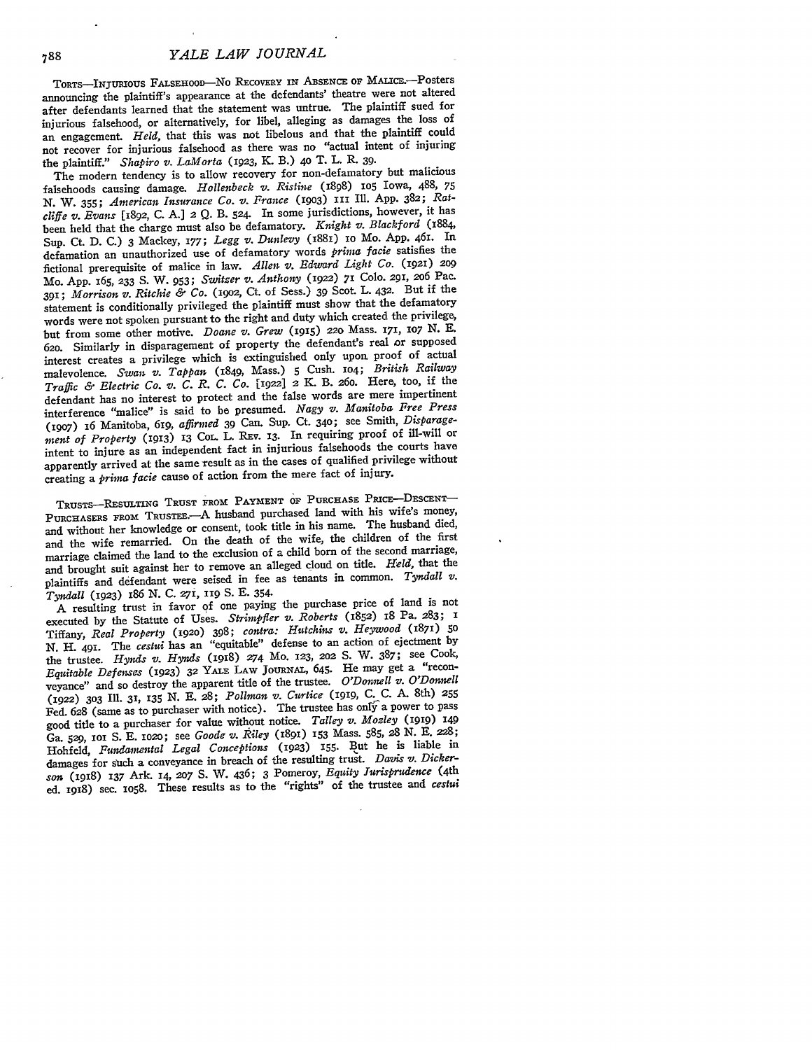TORTS—INJURIOUS FALSEHOOD—NO RECOVERY IN ABSENCE OF MALICE.—Posters announcing the plaintiff's appearance at the defendants' theatre were not altered after defendants learned that the statement was untrue. The plaintiff sued for injurious falsehood, or alternatively, for libel, alleging as damages the loss of an engagement. *Held*, that this was not libelous and that the plaintiff could not recover for injurious falsehood as there was no "actual intent of injuring the plaintiff." *Shapiro v. LaMorta* (1923, K. B.) 40 T. L. R. 39.

The modern tendency is to allow recovery for non-defamatory but malicious falsehoods causing damage. *Hollenbeck v. Ristine* (1898) 105 Iowa, 488, 75 N. W. 355; *American Insurance Co. v. France* (1903) 111 Ill. App. 382; *Ratcliffe v. Evans* [1892, C. A.] 2 Q. B. 524. In some jurisdictions, however, it has been held that the charge must also be defamatory. *Knight v. Blackford* (1884, Sup. Ct. D. C.) 3 Mackey, 177; *Legg v. Dunlevy* (1881) 10 Mo. App. 461. In defamation an unauthorized use of defamatory words *prima facie* satisfies the fictional prerequisite of malice in law. *Allen v. Edward Light Co.* (1921) 209 Mo. App. 165, 233 S. W. 953; *Switzer v. Anthony* (1922) 71 Colo. 291, 206 Pac. 391; *Morrison v. Ritchie & Co.* (1902, Ct. of Sess.) 39 Scot. L. 432. But if the statement is conditionally privileged the plaintiff must show that the defamatory words were not spoken pursuant to the right and duty which created the privilege, but from some other motive. *Doane v. Grew* (1915) 220 Mass. 171, 107 N. E. 620. Similarly in disparagement of property the defendant's real or supposed interest creates a privilege which is extinguished only upon proof of actual malevolence. *Swan v. Tappan* (1849, Mass.) 5 Cush. 104; *British Railway Traffic & Electric Co. v. C. R. C. Co.* [1922] 2 K. B. 260. Here, too, if the defendant has no interest to protect and the false words are mere impertinent interference "malice" is said to be presumed. *Nagy v. Manitoba Free Press* (1907) 16 Manitoba, 619, *affirmed* 39 Can. Sup. Ct. 340; see Smith, *Disparagement of Property* (1913) 13 COL. L. REV. 13. In requiring proof of ill-will or intent to injure as an independent fact in injurious falsehoods the courts have apparently arrived at the same result as in the cases of qualified privilege without creating a *prima facie* cause of action from the mere fact of injury.

TRUSTS—RESULTING TRUST FROM PAYMENT OF PURCHASE PRICE—DESCENT—PURCHASERS FROM TRUSTEE.—A husband purchased land with his wife's money, and without her knowledge or consent, took title in his name. The husband died, and the wife remarried. On the death of the wife, the children of the first marriage claimed the land to the exclusion of a child born of the second marriage, and brought suit against her to remove an alleged cloud on title. *Held*, that the plaintiffs and defendant were seised in fee as tenants in common. *Tyndall v. Tyndall* (1923) 186 N. C. 271, 119 S. E. 354.

A resulting trust in favor of one paying the purchase price of land is not executed by the Statute of Uses. *Strimpfler v. Roberts* (1852) 18 Pa. 283; 1 Tiffany, *Real Property* (1920) 398; *contra: Hutchins v. Heywood* (1871) 50 N. H. 491. The *cestui* has an "equitable" defense to an action of ejectment by the trustee. *Hynds v. Hynds* (1918) 274 Mo. 123, 202 S. W. 387; see Cook, *Equitable Defenses* (1923) 32 YALE LAW JOURNAL, 645. He may get a "reconveyance" and so destroy the apparent title of the trustee. *O'Donnell v. O'Donnell* (1922) 303 Ill. 31, 135 N. E. 28; *Pollman v. Curtice* (1919, C. C. A. 8th) 255 Fed. 628 (same as to purchaser with notice). The trustee has only a power to pass good title to a purchaser for value without notice. *Talley v. Mozley* (1919) 149 Ga. 529, 101 S. E. 1020; see *Goode v. Riley* (1891) 153 Mass. 585, 28 N. E. 228; Hohfeld, *Fundamental Legal Conceptions* (1923) 155. But he is liable in damages for such a conveyance in breach of the resulting trust. *Davis v. Dickerson* (1918) 137 Ark. 14, 207 S. W. 436; 3 Pomeroy, *Equity Jurisprudence* (4th ed. 1918) sec. 1058. These results as to the "rights" of the trustee and *cestui*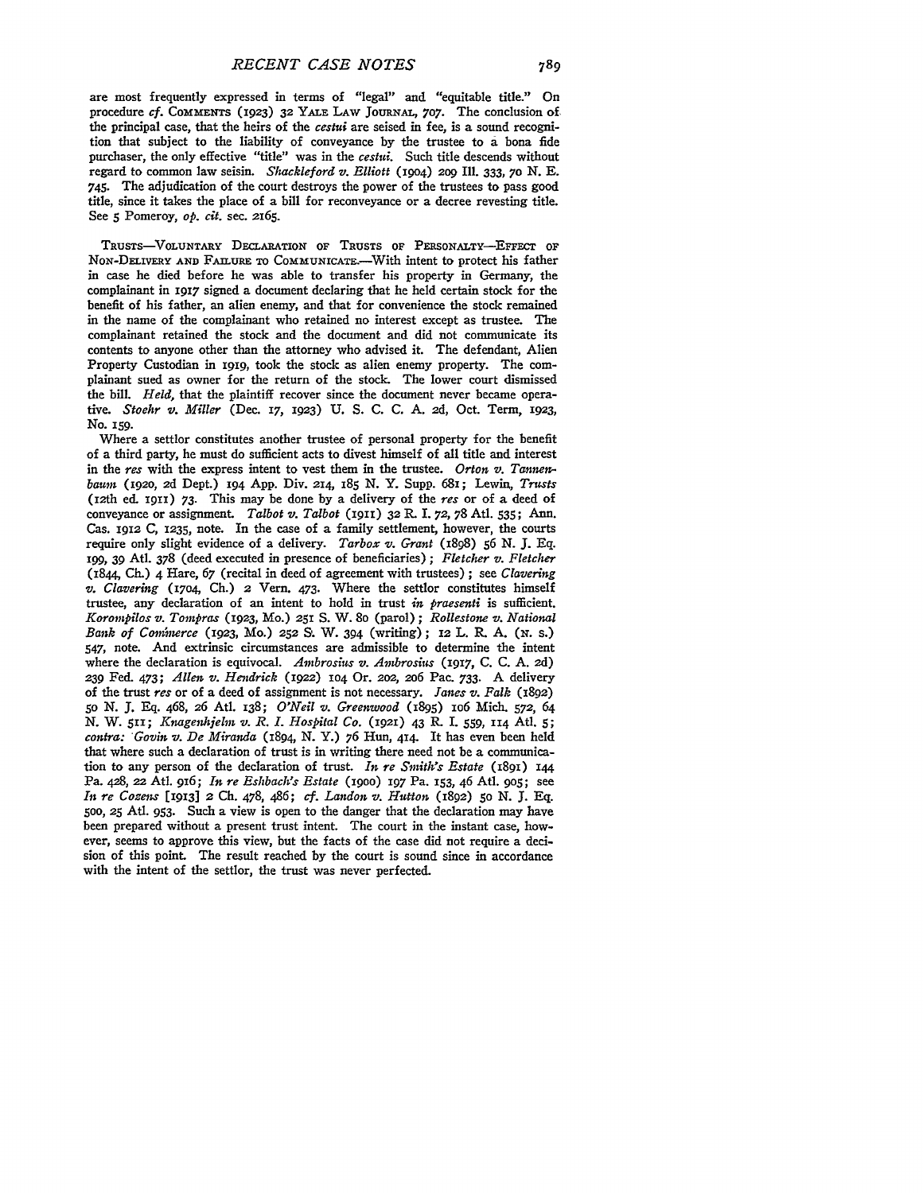are most frequently expressed in terms of "legal" and "equitable title." On procedure *cf.* COMMENTS (1923) 32 YALE LAW JOURNAL, 707. The conclusion of the principal case, that the heirs of the *cestui* are seised in fee, is a sound recognition that subject to the liability of conveyance by the trustee to a bona fide purchaser, the only effective "title" was in the *cestui*. Such title descends without regard to common law seisin. *Shackleford v. Elliott* (1904) 209 Ill. 333, 70 N. E. 745. The adjudication of the court destroys the power of the trustees to pass good title, since it takes the place of a bill for reconveyance or a decree revesting title. See 5 Pomeroy, *op. cit.* sec. 2165.

TRUSTS—VOLUNTARY DECLARATION OF TRUSTS OF PERSONALTY—EFFECT OF NON-DELIVERY AND FAILURE TO COMMUNICATE.—With intent to protect his father in case he died before he was able to transfer his property in Germany, the complainant in 1917 signed a document declaring that he held certain stock for the benefit of his father, an alien enemy, and that for convenience the stock remained in the name of the complainant who retained no interest except as trustee. The complainant retained the stock and the document and did not communicate its contents to anyone other than the attorney who advised it. The defendant, Alien Property Custodian in 1919, took the stock as alien enemy property. The complainant sued as owner for the return of the stock. The lower court dismissed the bill. *Held,* that the plaintiff recover since the document never became operative. *Stoehr v. Miller* (Dec. 17, 1923) U. S. C. C. A. 2d, Oct. Term, 1923, No. 159.

Where a settlor constitutes another trustee of personal property for the benefit of a third party, he must do sufficient acts to divest himself of all title and interest in the *res* with the express intent to vest them in the trustee. *Orton v. Tannenbaum* (1920, 2d Dept.) 194 App. Div. 214, 185 N. Y. Supp. 681; Lewin, *Trusts* (12th ed. 1911) 73. This may be done by a delivery of the *res* or of a deed of conveyance or assignment. *Talbot v. Talbot* (1911) 32 R. I. 72, 78 Atl. 535; Ann. Cas. 1912 C, 1235, note. In the case of a family settlement, however, the courts require only slight evidence of a delivery. *Tarbox v. Grant* (1898) 56 N. J. Eq. 199, 39 Atl. 378 (deed executed in presence of beneficiaries); *Fletcher v. Fletcher* (1844, Ch.) 4 Hare, 67 (recital in deed of agreement with trustees); see *Clavering v. Clavering* (1704, Ch.) 2 Vern. 473. Where the settlor constitutes himself trustee, any declaration of an intent to hold in trust *in praesenti* is sufficient. *Korompilos v. Tompras* (1923, Mo.) 251 S. W. 80 (parol); *Rollestone v. National Bank of Commerce* (1923, Mo.) 252 S. W. 394 (writing); 12 L. R. A. (N. S.) 547, note. And extrinsic circumstances are admissible to determine the intent where the declaration is equivocal. *Ambrosius v. Ambrosius* (1917, C. C. A. 2d) 239 Fed. 473; *Allen v. Hendrick* (1922) 104 Or. 202, 206 Pac. 733. A delivery of the trust *res* or of a deed of assignment is not necessary. *Janes v. Falk* (1892) 50 N. J. Eq. 468, 26 Atl. 138; *O'Neil v. Greenwood* (1895) 106 Mich. 572, 64 N. W. 511; *Knagenhjelm v. R. I. Hospital Co.* (1921) 43 R. I. 559, 114 Atl. 5; *contra: Govin v. De Miranda* (1894, N. Y.) 76 Hun, 414. It has even been held that where such a declaration of trust is in writing there need not be a communication to any person of the declaration of trust. *In re Smith's Estate* (1891) 144 Pa. 428, 22 Atl. 916; *In re Eshbach's Estate* (1900) 197 Pa. 153, 46 Atl. 905; see *In re Cozens* [1913] 2 Ch. 478, 486; *cf. Landon v. Hutton* (1892) 50 N. J. Eq. 500, 25 Atl. 953. Such a view is open to the danger that the declaration may have been prepared without a present trust intent. The court in the instant case, however, seems to approve this view, but the facts of the case did not require a decision of this point. The result reached by the court is sound since in accordance with the intent of the settlor, the trust was never perfected.